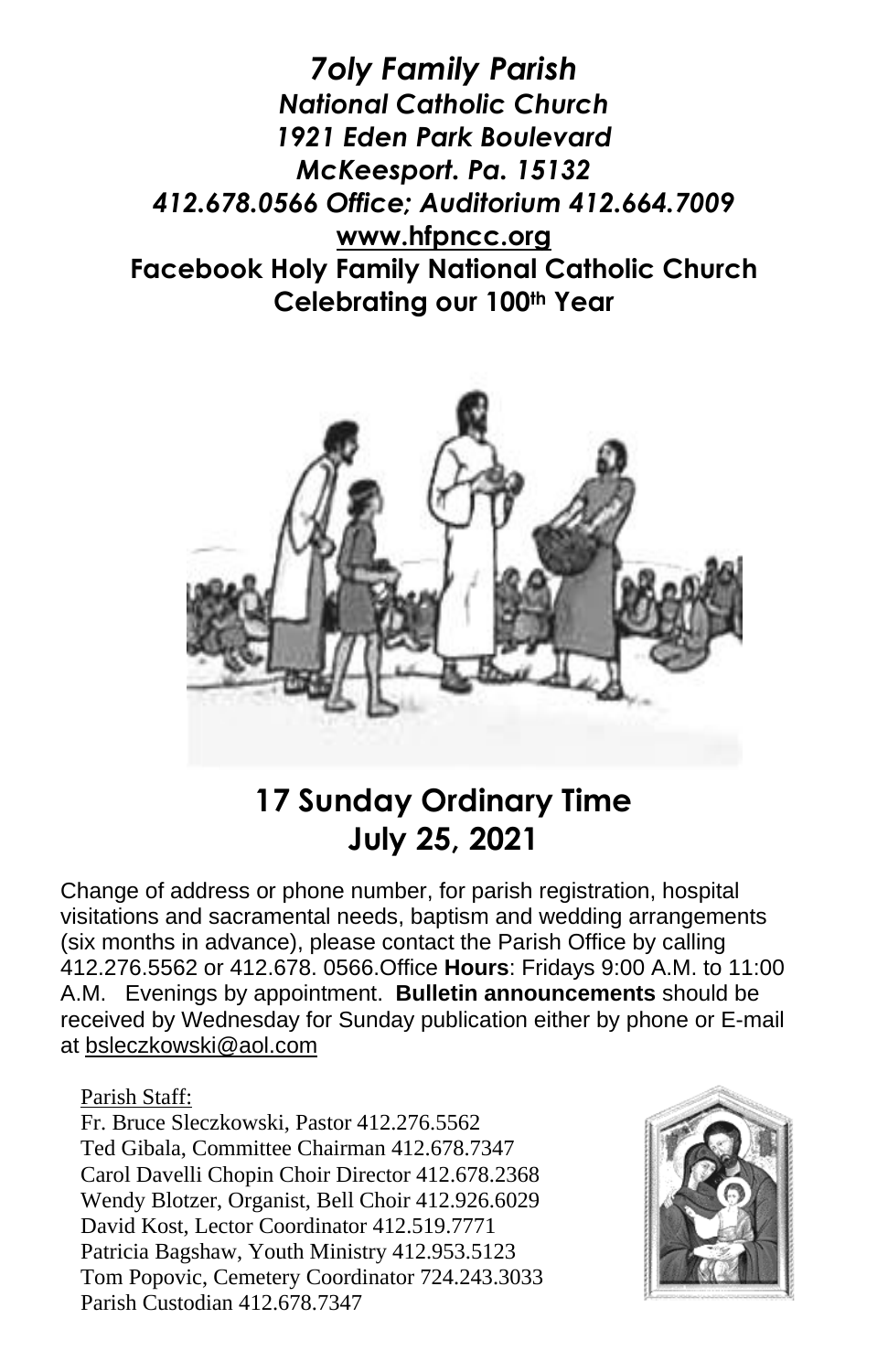# *7oly Family Parish*

***National Catholic Church***
***1921 Eden Park Boulevard***
***McKeesport. Pa. 15132***
***412.678.0566 Office; Auditorium 412.664.7009***
**www.hfpncc.org**
**Facebook Holy Family National Catholic Church**
**Celebrating our 100th Year**

## 17 Sunday Ordinary Time
## July 25, 2021

Change of address or phone number, for parish registration, hospital visitations and sacramental needs, baptism and wedding arrangements (six months in advance), please contact the Parish Office by calling 412.276.5562 or 412.678. 0566.Office **Hours**: Fridays 9:00 A.M. to 11:00 A.M. Evenings by appointment. **Bulletin announcements** should be received by Wednesday for Sunday publication either by phone or E-mail at bsleczkowski@aol.com

Parish Staff:
Fr. Bruce Sleczkowski, Pastor 412.276.5562
Ted Gibala, Committee Chairman 412.678.7347
Carol Davelli Chopin Choir Director 412.678.2368
Wendy Blotzer, Organist, Bell Choir 412.926.6029
David Kost, Lector Coordinator 412.519.7771
Patricia Bagshaw, Youth Ministry 412.953.5123
Tom Popovic, Cemetery Coordinator 724.243.3033
Parish Custodian 412.678.7347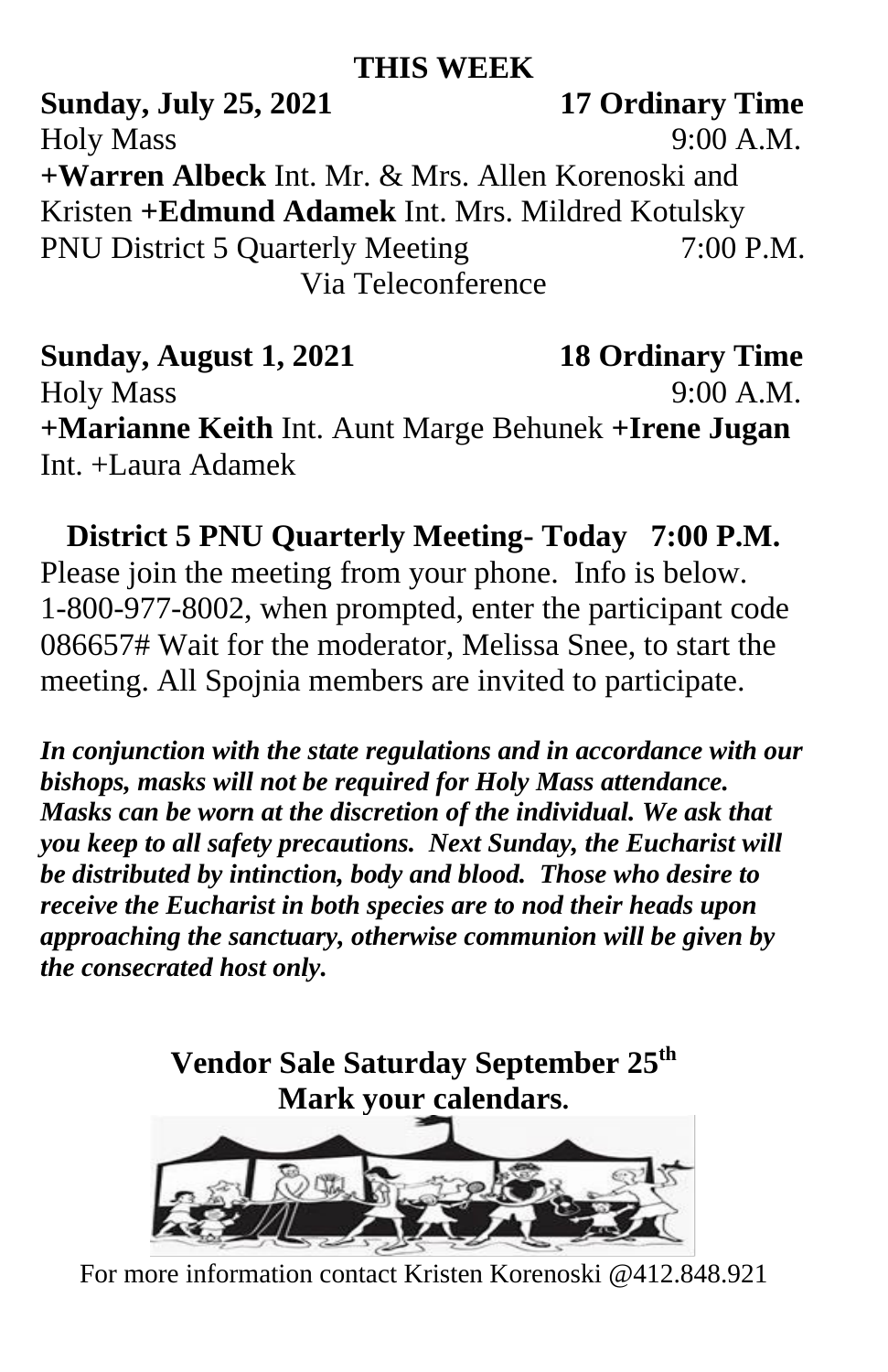## THIS WEEK

**Sunday, July 25, 2021** **17 Ordinary Time**

Holy Mass 9:00 A.M.

**+Warren Albeck** Int. Mr. & Mrs. Allen Korenoski and Kristen **+Edmund Adamek** Int. Mrs. Mildred Kotulsky

PNU District 5 Quarterly Meeting 7:00 P.M.
Via Teleconference

**Sunday, August 1, 2021** **18 Ordinary Time**

Holy Mass 9:00 A.M.

**+Marianne Keith** Int. Aunt Marge Behunek **+Irene Jugan** Int. +Laura Adamek

**District 5 PNU Quarterly Meeting- Today 7:00 P.M.**

Please join the meeting from your phone. Info is below. 1-800-977-8002, when prompted, enter the participant code 086657# Wait for the moderator, Melissa Snee, to start the meeting. All Spojnia members are invited to participate.

***In conjunction with the state regulations and in accordance with our bishops, masks will not be required for Holy Mass attendance. Masks can be worn at the discretion of the individual. We ask that you keep to all safety precautions. Next Sunday, the Eucharist will be distributed by intinction, body and blood. Those who desire to receive the Eucharist in both species are to nod their heads upon approaching the sanctuary, otherwise communion will be given by the consecrated host only.***

**Vendor Sale Saturday September 25th**
**Mark your calendars.**

For more information contact Kristen Korenoski @412.848.921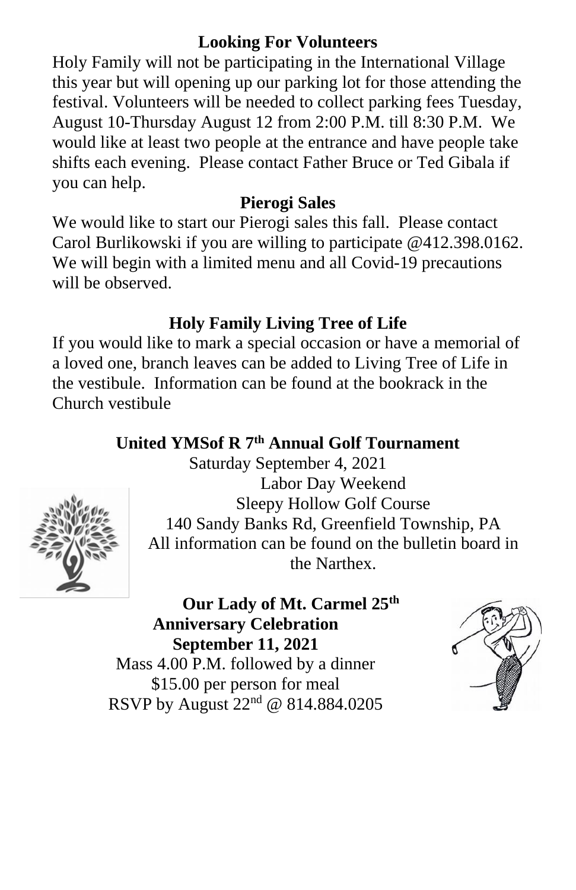**Looking For Volunteers**

Holy Family will not be participating in the International Village this year but will opening up our parking lot for those attending the festival. Volunteers will be needed to collect parking fees Tuesday, August 10-Thursday August 12 from 2:00 P.M. till 8:30 P.M. We would like at least two people at the entrance and have people take shifts each evening. Please contact Father Bruce or Ted Gibala if you can help.

**Pierogi Sales**

We would like to start our Pierogi sales this fall. Please contact Carol Burlikowski if you are willing to participate @412.398.0162. We will begin with a limited menu and all Covid-19 precautions will be observed.

**Holy Family Living Tree of Life**

If you would like to mark a special occasion or have a memorial of a loved one, branch leaves can be added to Living Tree of Life in the vestibule. Information can be found at the bookrack in the Church vestibule

**United YMSof R 7th Annual Golf Tournament**

Saturday September 4, 2021
Labor Day Weekend
Sleepy Hollow Golf Course
140 Sandy Banks Rd, Greenfield Township, PA
All information can be found on the bulletin board in the Narthex.

**Our Lady of Mt. Carmel 25th Anniversary Celebration**
**September 11, 2021**

Mass 4.00 P.M. followed by a dinner
\$15.00 per person for meal
RSVP by August 22nd @ 814.884.0205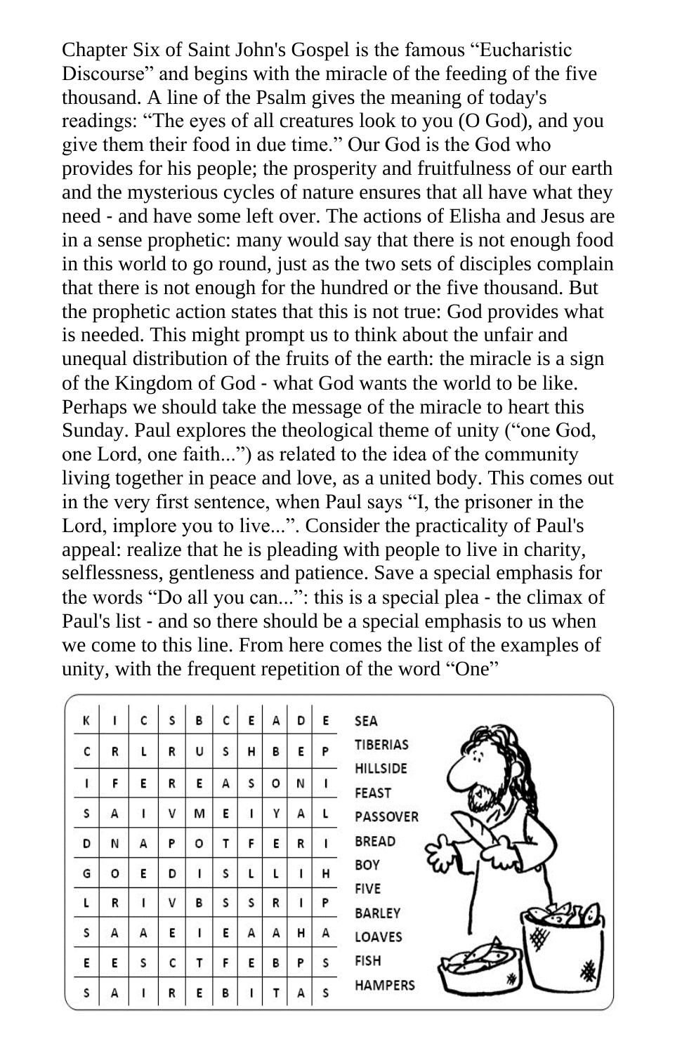Chapter Six of Saint John's Gospel is the famous "Eucharistic Discourse" and begins with the miracle of the feeding of the five thousand. A line of the Psalm gives the meaning of today's readings: "The eyes of all creatures look to you (O God), and you give them their food in due time." Our God is the God who provides for his people; the prosperity and fruitfulness of our earth and the mysterious cycles of nature ensures that all have what they need - and have some left over. The actions of Elisha and Jesus are in a sense prophetic: many would say that there is not enough food in this world to go round, just as the two sets of disciples complain that there is not enough for the hundred or the five thousand. But the prophetic action states that this is not true: God provides what is needed. This might prompt us to think about the unfair and unequal distribution of the fruits of the earth: the miracle is a sign of the Kingdom of God - what God wants the world to be like. Perhaps we should take the message of the miracle to heart this Sunday. Paul explores the theological theme of unity ("one God, one Lord, one faith...") as related to the idea of the community living together in peace and love, as a united body. This comes out in the very first sentence, when Paul says "I, the prisoner in the Lord, implore you to live...". Consider the practicality of Paul's appeal: realize that he is pleading with people to live in charity, selflessness, gentleness and patience. Save a special emphasis for the words "Do all you can...": this is a special plea - the climax of Paul's list - and so there should be a special emphasis to us when we come to this line. From here comes the list of the examples of unity, with the frequent repetition of the word "One"

| | | | | | | | | | |
|---|---|---|---|---|---|---|---|---|---|
| K | I | C | S | B | C | E | A | D | E |
| C | R | L | R | U | S | H | B | E | P |
| I | F | E | R | E | A | S | O | N | I |
| S | A | I | V | M | E | I | Y | A | L |
| D | N | A | P | O | T | F | E | R | I |
| G | O | E | D | I | S | L | L | I | H |
| L | R | I | V | B | S | S | R | I | P |
| S | A | A | E | I | E | A | A | H | A |
| E | E | S | C | T | F | E | B | P | S |
| S | A | I | R | E | B | I | T | A | S |

SEA
TIBERIAS
HILLSIDE
FEAST
PASSOVER
BREAD
BOY
FIVE
BARLEY
LOAVES
FISH
HAMPERS